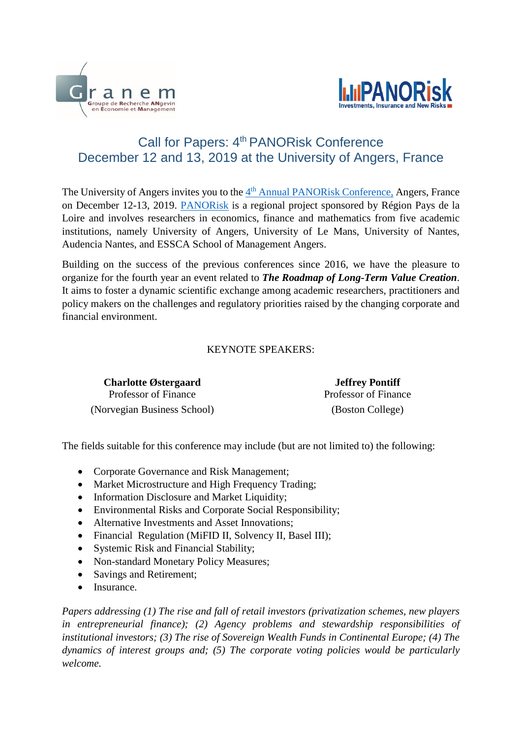# Call for Papers: 4th PANORisk Conference
# December 12 and 13, 2019 at the University of Angers, France

The University of Angers invites you to the 4th Annual PANORisk Conference, Angers, France on December 12-13, 2019. PANORisk is a regional project sponsored by Région Pays de la Loire and involves researchers in economics, finance and mathematics from five academic institutions, namely University of Angers, University of Le Mans, University of Nantes, Audencia Nantes, and ESSCA School of Management Angers.

Building on the success of the previous conferences since 2016, we have the pleasure to organize for the fourth year an event related to ***The Roadmap of Long-Term Value Creation***. It aims to foster a dynamic scientific exchange among academic researchers, practitioners and policy makers on the challenges and regulatory priorities raised by the changing corporate and financial environment.

KEYNOTE SPEAKERS:

**Charlotte Østergaard**
Professor of Finance
(Norvegian Business School)

**Jeffrey Pontiff**
Professor of Finance
(Boston College)

The fields suitable for this conference may include (but are not limited to) the following:

- Corporate Governance and Risk Management;
- Market Microstructure and High Frequency Trading;
- Information Disclosure and Market Liquidity;
- Environmental Risks and Corporate Social Responsibility;
- Alternative Investments and Asset Innovations;
- Financial Regulation (MiFID II, Solvency II, Basel III);
- Systemic Risk and Financial Stability;
- Non-standard Monetary Policy Measures;
- Savings and Retirement;
- Insurance.

*Papers addressing (1) The rise and fall of retail investors (privatization schemes, new players in entrepreneurial finance); (2) Agency problems and stewardship responsibilities of institutional investors; (3) The rise of Sovereign Wealth Funds in Continental Europe; (4) The dynamics of interest groups and; (5) The corporate voting policies would be particularly welcome.*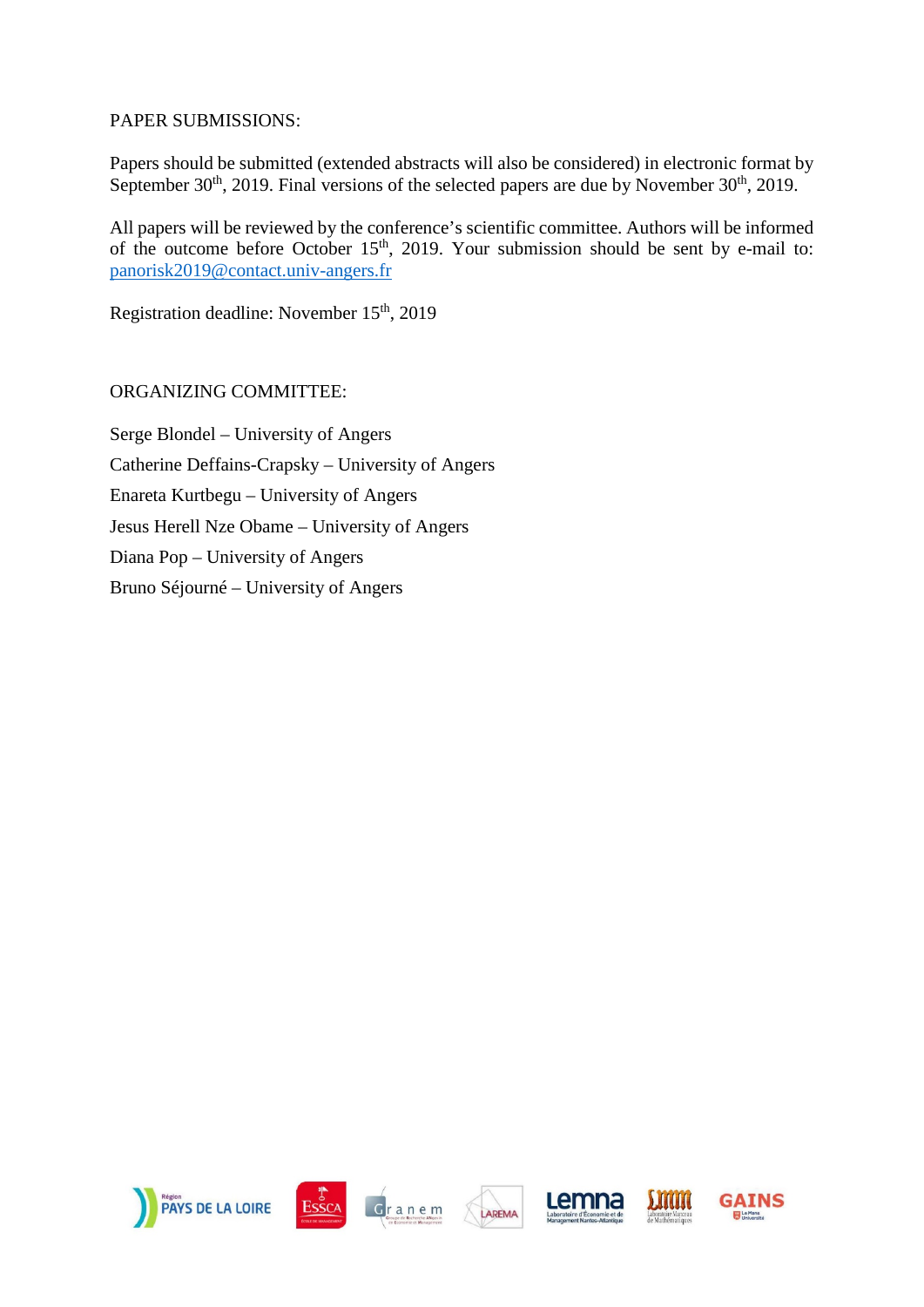PAPER SUBMISSIONS:

Papers should be submitted (extended abstracts will also be considered) in electronic format by September 30th, 2019. Final versions of the selected papers are due by November 30th, 2019.

All papers will be reviewed by the conference's scientific committee. Authors will be informed of the outcome before October 15th, 2019. Your submission should be sent by e-mail to: panorisk2019@contact.univ-angers.fr

Registration deadline: November 15th, 2019

ORGANIZING COMMITTEE:

Serge Blondel – University of Angers

Catherine Deffains-Crapsky – University of Angers

Enareta Kurtbegu – University of Angers

Jesus Herell Nze Obame – University of Angers

Diana Pop – University of Angers

Bruno Séjourné – University of Angers